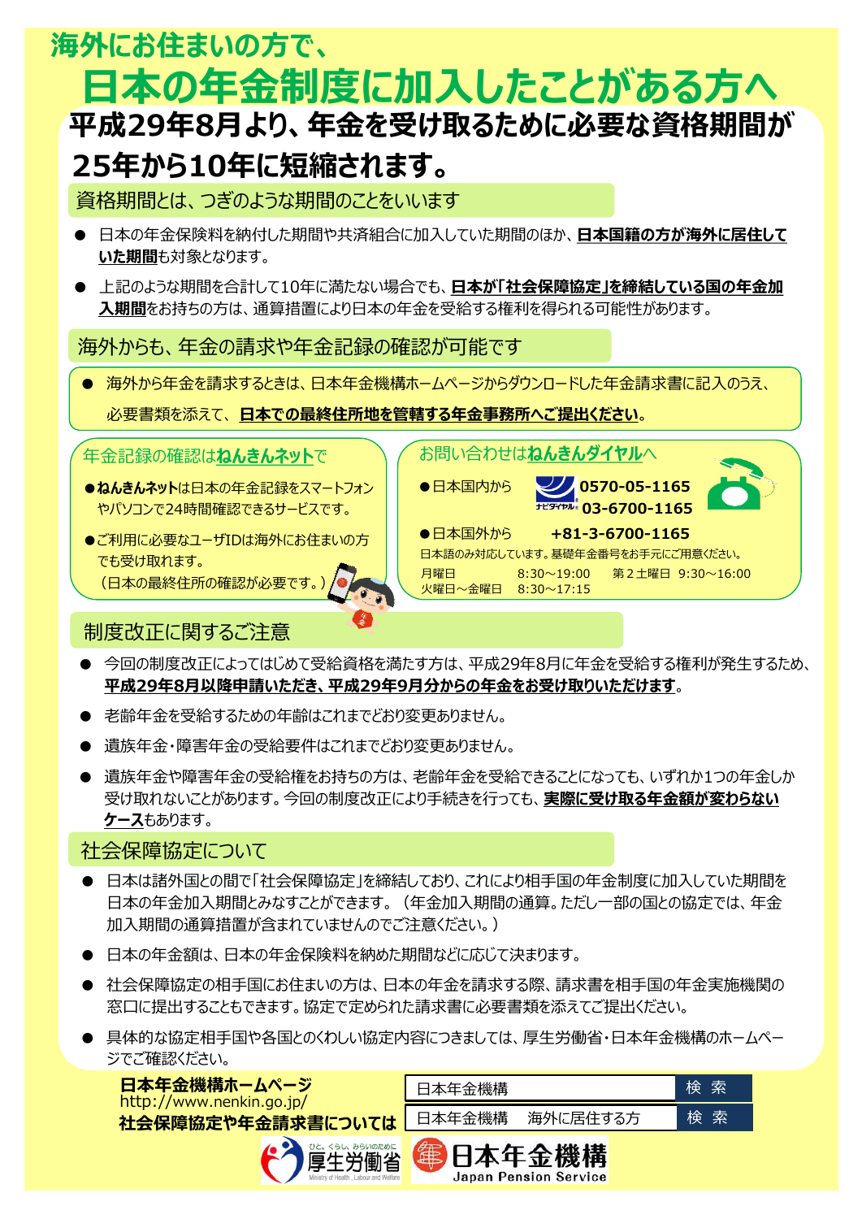# 海外にお住まいの方で、
# 日本の年金制度に加入したことがある方へ

## 平成29年8月より、年金を受け取るために必要な資格期間が25年から10年に短縮されます。

### 資格期間とは、つぎのような期間のことをいいます

- 日本の年金保険料を納付した期間や共済組合に加入していた期間のほか、**日本国籍の方が海外に居住していた期間**も対象となります。
- 上記のような期間を合計して10年に満たない場合でも、**日本が「社会保障協定」を締結している国の年金加入期間**をお持ちの方は、通算措置により日本の年金を受給する権利を得られる可能性があります。

### 海外からも、年金の請求や年金記録の確認が可能です

- 海外から年金を請求するときは、日本年金機構ホームページからダウンロードした年金請求書に記入のうえ、必要書類を添えて、**日本での最終住所地を管轄する年金事務所へご提出ください**。

#### 年金記録の確認は**ねんきんネット**で

- **ねんきんネット**は日本の年金記録をスマートフォンやパソコンで24時間確認できるサービスです。
- ご利用に必要なユーザIDは海外にお住まいの方でも受け取れます。（日本の最終住所の確認が必要です。）

#### お問い合わせは**ねんきんダイヤル**へ

- 日本国内から　0570-05-1165　03-6700-1165
- 日本国外から　+81-3-6700-1165

日本語のみ対応しています。基礎年金番号をお手元にご用意ください。

| | | | |
|---|---|---|---|
| 月曜日 | 8:30～19:00 | 第２土曜日 | 9:30～16:00 |
| 火曜日～金曜日 | 8:30～17:15 | | |

### 制度改正に関するご注意

- 今回の制度改正によってはじめて受給資格を満たす方は、平成29年8月に年金を受給する権利が発生するため、**平成29年8月以降申請いただき、平成29年9月分からの年金をお受け取りいただけます**。
- 老齢年金を受給するための年齢はこれまでどおり変更ありません。
- 遺族年金・障害年金の受給要件はこれまでどおり変更ありません。
- 遺族年金や障害年金の受給権をお持ちの方は、老齢年金を受給できることになっても、いずれか1つの年金しか受け取れないことがあります。今回の制度改正により手続きを行っても、**実際に受け取る年金額が変わらないケース**もあります。

### 社会保障協定について

- 日本は諸外国との間で「社会保障協定」を締結しており、これにより相手国の年金制度に加入していた期間を日本の年金加入期間とみなすことができます。（年金加入期間の通算。ただし一部の国との協定では、年金加入期間の通算措置が含まれていませんのでご注意ください。）
- 日本の年金額は、日本の年金保険料を納めた期間などに応じて決まります。
- 社会保障協定の相手国にお住まいの方は、日本の年金を請求する際、請求書を相手国の年金実施機関の窓口に提出することもできます。協定で定められた請求書に必要書類を添えてご提出ください。
- 具体的な協定相手国や各国とのくわしい協定内容につきましては、厚生労働省・日本年金機構のホームページでご確認ください。

**日本年金機構ホームページ**
http://www.nenkin.go.jp/　　日本年金機構　検索

**社会保障協定や年金請求書については**　　日本年金機構　海外に居住する方　検索

厚生労働省　日本年金機構 Japan Pension Service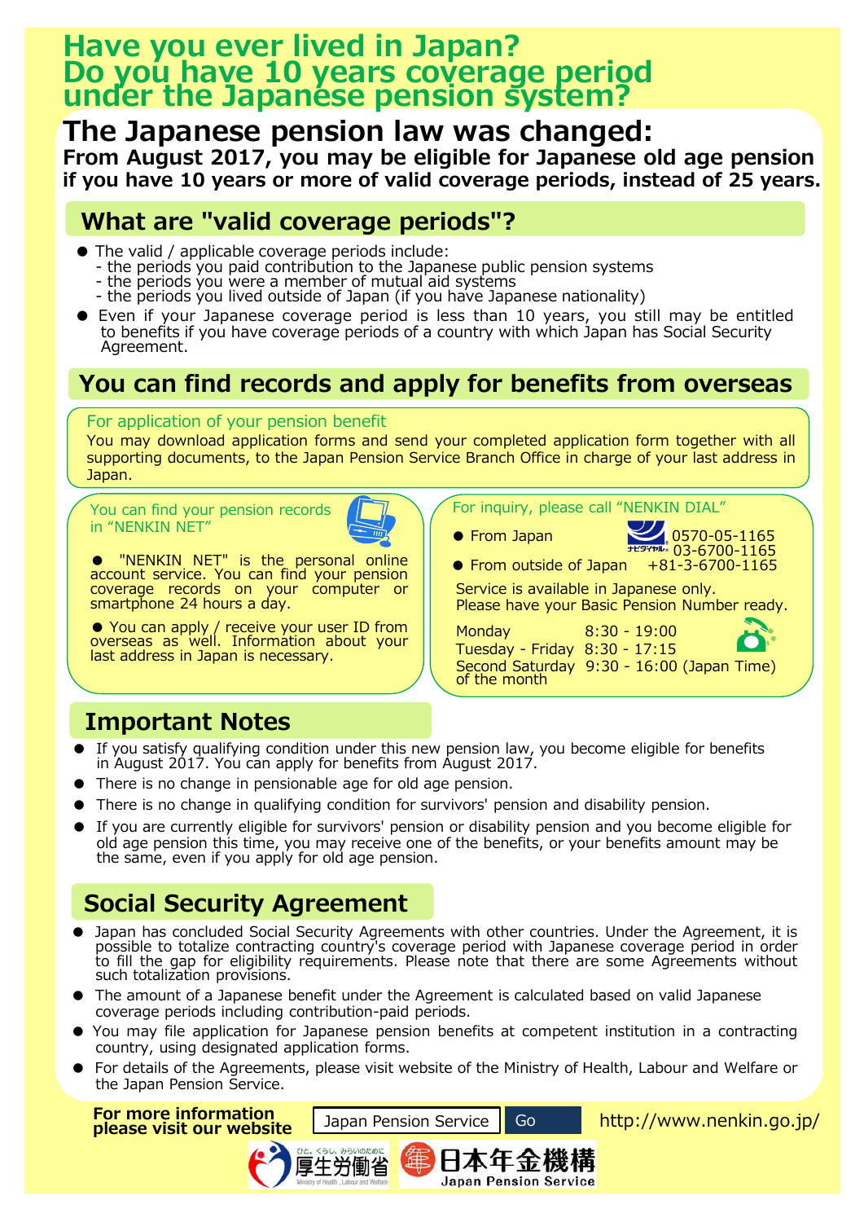# Have you ever lived in Japan? Do you have 10 years coverage period under the Japanese pension system?

## The Japanese pension law was changed:

**From August 2017, you may be eligible for Japanese old age pension if you have 10 years or more of valid coverage periods, instead of 25 years.**

## What are "valid coverage periods"?

- The valid / applicable coverage periods include:
  - the periods you paid contribution to the Japanese public pension systems
  - the periods you were a member of mutual aid systems
  - the periods you lived outside of Japan (if you have Japanese nationality)
- Even if your Japanese coverage period is less than 10 years, you still may be entitled to benefits if you have coverage periods of a country with which Japan has Social Security Agreement.

## You can find records and apply for benefits from overseas

### For application of your pension benefit

You may download application forms and send your completed application form together with all supporting documents, to the Japan Pension Service Branch Office in charge of your last address in Japan.

### You can find your pension records in "NENKIN NET"

- "NENKIN NET" is the personal online account service. You can find your pension coverage records on your computer or smartphone 24 hours a day.
- You can apply / receive your user ID from overseas as well. Information about your last address in Japan is necessary.

### For inquiry, please call "NENKIN DIAL"

- From Japan 0570-05-1165 / 03-6700-1165
- From outside of Japan +81-3-6700-1165

Service is available in Japanese only.
Please have your Basic Pension Number ready.

| | |
|---|---|
| Monday | 8:30 - 19:00 |
| Tuesday - Friday | 8:30 - 17:15 |
| Second Saturday of the month | 9:30 - 16:00 (Japan Time) |

## Important Notes

- If you satisfy qualifying condition under this new pension law, you become eligible for benefits in August 2017. You can apply for benefits from August 2017.
- There is no change in pensionable age for old age pension.
- There is no change in qualifying condition for survivors' pension and disability pension.
- If you are currently eligible for survivors' pension or disability pension and you become eligible for old age pension this time, you may receive one of the benefits, or your benefits amount may be the same, even if you apply for old age pension.

## Social Security Agreement

- Japan has concluded Social Security Agreements with other countries. Under the Agreement, it is possible to totalize contracting country's coverage period with Japanese coverage period in order to fill the gap for eligibility requirements. Please note that there are some Agreements without such totalization provisions.
- The amount of a Japanese benefit under the Agreement is calculated based on valid Japanese coverage periods including contribution-paid periods.
- You may file application for Japanese pension benefits at competent institution in a contracting country, using designated application forms.
- For details of the Agreements, please visit website of the Ministry of Health, Labour and Welfare or the Japan Pension Service.

**For more information please visit our website** Japan Pension Service Go http://www.nenkin.go.jp/

厚生労働省 Ministry of Health, Labour and Welfare
日本年金機構 Japan Pension Service